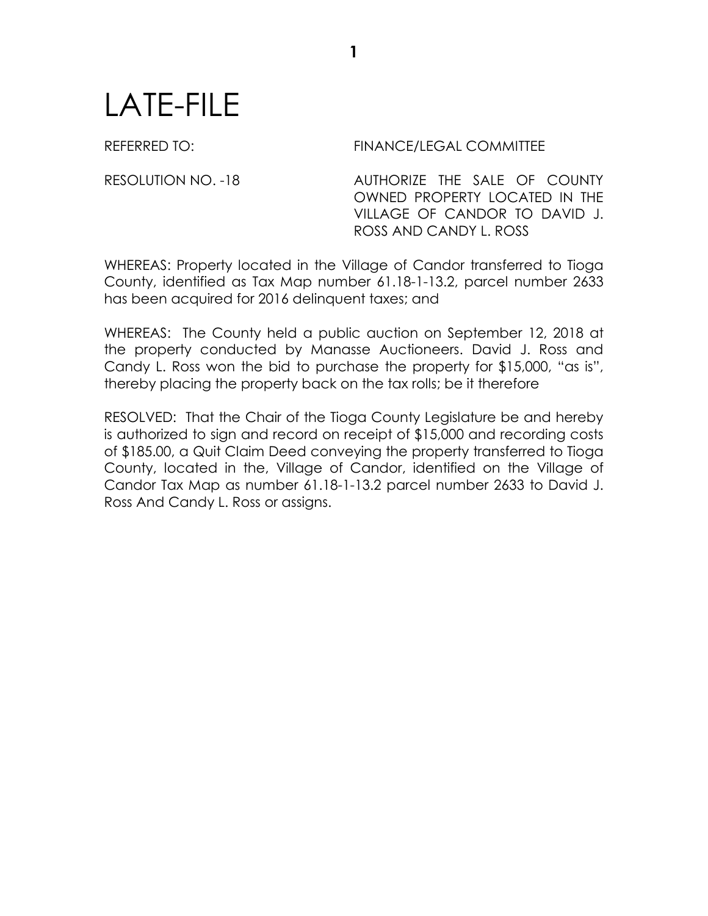# LATE-FILE

REFERRED TO: FINANCE/LEGAL COMMITTEE

RESOLUTION NO. -18 AUTHORIZE THE SALE OF COUNTY OWNED PROPERTY LOCATED IN THE VILLAGE OF CANDOR TO DAVID J. ROSS AND CANDY L. ROSS

WHEREAS: Property located in the Village of Candor transferred to Tioga County, identified as Tax Map number 61.18-1-13.2, parcel number 2633 has been acquired for 2016 delinquent taxes; and

WHEREAS: The County held a public auction on September 12, 2018 at the property conducted by Manasse Auctioneers. David J. Ross and Candy L. Ross won the bid to purchase the property for $15,000, "as is", thereby placing the property back on the tax rolls; be it therefore

RESOLVED: That the Chair of the Tioga County Legislature be and hereby is authorized to sign and record on receipt of $15,000 and recording costs of $185.00, a Quit Claim Deed conveying the property transferred to Tioga County, located in the, Village of Candor, identified on the Village of Candor Tax Map as number 61.18-1-13.2 parcel number 2633 to David J. Ross And Candy L. Ross or assigns.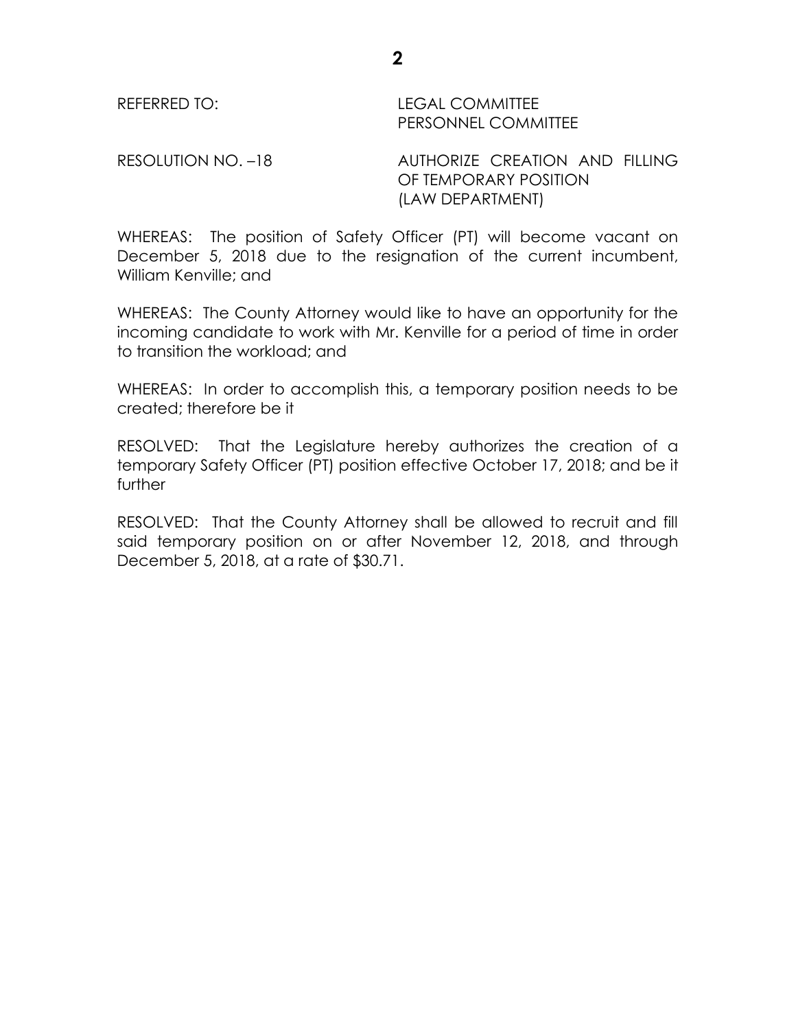REFERRED TO: LEGAL COMMITTEE
PERSONNEL COMMITTEE

RESOLUTION NO. –18 AUTHORIZE CREATION AND FILLING OF TEMPORARY POSITION (LAW DEPARTMENT)

WHEREAS: The position of Safety Officer (PT) will become vacant on December 5, 2018 due to the resignation of the current incumbent, William Kenville; and

WHEREAS: The County Attorney would like to have an opportunity for the incoming candidate to work with Mr. Kenville for a period of time in order to transition the workload; and

WHEREAS: In order to accomplish this, a temporary position needs to be created; therefore be it

RESOLVED: That the Legislature hereby authorizes the creation of a temporary Safety Officer (PT) position effective October 17, 2018; and be it further

RESOLVED: That the County Attorney shall be allowed to recruit and fill said temporary position on or after November 12, 2018, and through December 5, 2018, at a rate of $30.71.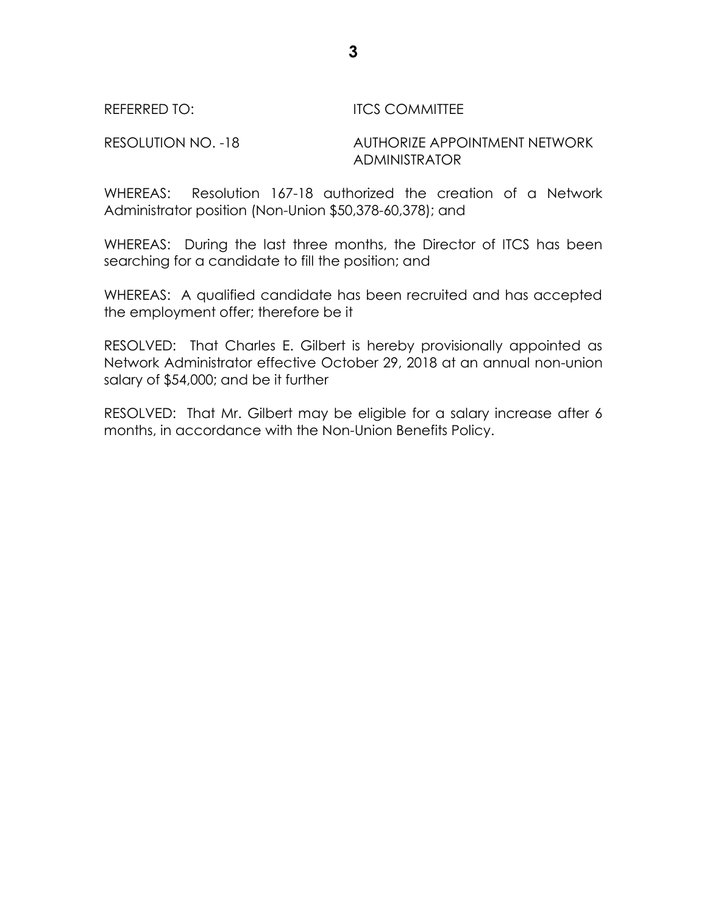REFERRED TO: ITCS COMMITTEE

RESOLUTION NO. -18 AUTHORIZE APPOINTMENT NETWORK ADMINISTRATOR

WHEREAS: Resolution 167-18 authorized the creation of a Network Administrator position (Non-Union $50,378-60,378); and

WHEREAS: During the last three months, the Director of ITCS has been searching for a candidate to fill the position; and

WHEREAS: A qualified candidate has been recruited and has accepted the employment offer; therefore be it

RESOLVED: That Charles E. Gilbert is hereby provisionally appointed as Network Administrator effective October 29, 2018 at an annual non-union salary of $54,000; and be it further

RESOLVED: That Mr. Gilbert may be eligible for a salary increase after 6 months, in accordance with the Non-Union Benefits Policy.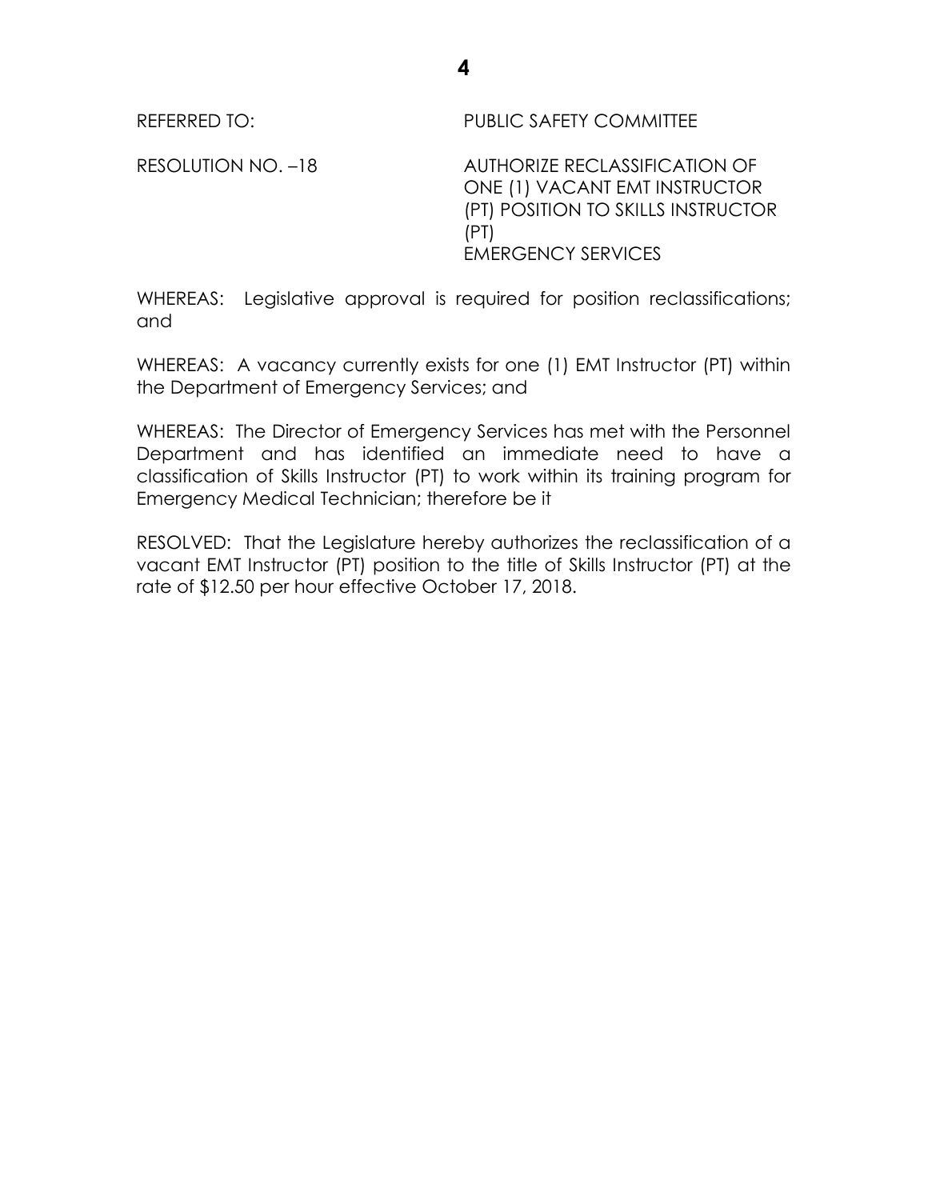REFERRED TO: PUBLIC SAFETY COMMITTEE

RESOLUTION NO. –18

AUTHORIZE RECLASSIFICATION OF ONE (1) VACANT EMT INSTRUCTOR (PT) POSITION TO SKILLS INSTRUCTOR (PT)
EMERGENCY SERVICES

WHEREAS: Legislative approval is required for position reclassifications; and

WHEREAS: A vacancy currently exists for one (1) EMT Instructor (PT) within the Department of Emergency Services; and

WHEREAS: The Director of Emergency Services has met with the Personnel Department and has identified an immediate need to have a classification of Skills Instructor (PT) to work within its training program for Emergency Medical Technician; therefore be it

RESOLVED: That the Legislature hereby authorizes the reclassification of a vacant EMT Instructor (PT) position to the title of Skills Instructor (PT) at the rate of $12.50 per hour effective October 17, 2018.